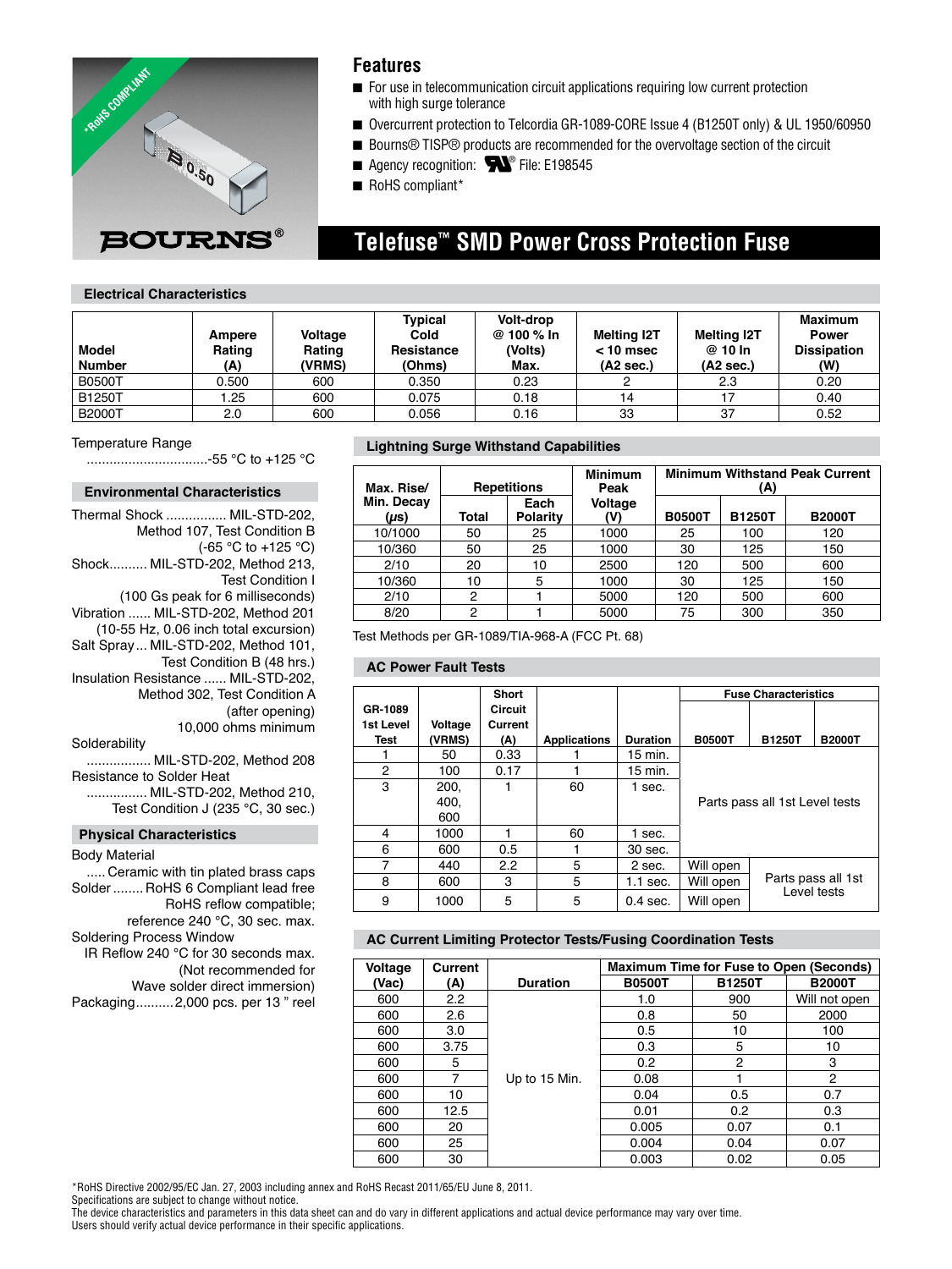# Telefuse™ SMD Power Cross Protection Fuse

## Features

- For use in telecommunication circuit applications requiring low current protection with high surge tolerance
- Overcurrent protection to Telcordia GR-1089-CORE Issue 4 (B1250T only) & UL 1950/60950
- Bourns® TISP® products are recommended for the overvoltage section of the circuit
- Agency recognition: File: E198545
- RoHS compliant*

## Electrical Characteristics

| Model Number | Ampere Rating (A) | Voltage Rating (VRMS) | Typical Cold Resistance (Ohms) | Volt-drop @ 100 % In (Volts) Max. | Melting I2T < 10 msec (A2 sec.) | Melting I2T @ 10 In (A2 sec.) | Maximum Power Dissipation (W) |
|---|---|---|---|---|---|---|---|
| B0500T | 0.500 | 600 | 0.350 | 0.23 | 2 | 2.3 | 0.20 |
| B1250T | 1.25 | 600 | 0.075 | 0.18 | 14 | 17 | 0.40 |
| B2000T | 2.0 | 600 | 0.056 | 0.16 | 33 | 37 | 0.52 |

Temperature Range ................................-55 °C to +125 °C

## Environmental Characteristics

Thermal Shock ................ MIL-STD-202, Method 107, Test Condition B (-65 °C to +125 °C)

Shock.......... MIL-STD-202, Method 213, Test Condition I (100 Gs peak for 6 milliseconds)

Vibration ...... MIL-STD-202, Method 201 (10-55 Hz, 0.06 inch total excursion)

Salt Spray... MIL-STD-202, Method 101, Test Condition B (48 hrs.)

Insulation Resistance ...... MIL-STD-202, Method 302, Test Condition A (after opening) 10,000 ohms minimum

Solderability ................. MIL-STD-202, Method 208

Resistance to Solder Heat ................ MIL-STD-202, Method 210, Test Condition J (235 °C, 30 sec.)

## Physical Characteristics

Body Material ..... Ceramic with tin plated brass caps

Solder ........ RoHS 6 Compliant lead free RoHS reflow compatible; reference 240 °C, 30 sec. max.

Soldering Process Window IR Reflow 240 °C for 30 seconds max. (Not recommended for Wave solder direct immersion)

Packaging..........2,000 pcs. per 13 " reel

## Lightning Surge Withstand Capabilities

| Max. Rise/ Min. Decay (μs) | Repetitions | | Minimum Peak Voltage (V) | Minimum Withstand Peak Current (A) | | |
|---|---|---|---|---|---|---|
| | Total | Each Polarity | | B0500T | B1250T | B2000T |
| 10/1000 | 50 | 25 | 1000 | 25 | 100 | 120 |
| 10/360 | 50 | 25 | 1000 | 30 | 125 | 150 |
| 2/10 | 20 | 10 | 2500 | 120 | 500 | 600 |
| 10/360 | 10 | 5 | 1000 | 30 | 125 | 150 |
| 2/10 | 2 | 1 | 5000 | 120 | 500 | 600 |
| 8/20 | 2 | 1 | 5000 | 75 | 300 | 350 |

Test Methods per GR-1089/TIA-968-A (FCC Pt. 68)

## AC Power Fault Tests

| GR-1089 1st Level Test | Voltage (VRMS) | Short Circuit Current (A) | Applications | Duration | Fuse Characteristics | | |
|---|---|---|---|---|---|---|---|
| | | | | | B0500T | B1250T | B2000T |
| 1 | 50 | 0.33 | 1 | 15 min. | Parts pass all 1st Level tests | | |
| 2 | 100 | 0.17 | 1 | 15 min. | | | |
| 3 | 200, 400, 600 | 1 | 60 | 1 sec. | | | |
| 4 | 1000 | 1 | 60 | 1 sec. | | | |
| 6 | 600 | 0.5 | 1 | 30 sec. | | | |
| 7 | 440 | 2.2 | 5 | 2 sec. | Will open | Parts pass all 1st Level tests | |
| 8 | 600 | 3 | 5 | 1.1 sec. | Will open | | |
| 9 | 1000 | 5 | 5 | 0.4 sec. | Will open | | |

## AC Current Limiting Protector Tests/Fusing Coordination Tests

| Voltage (Vac) | Current (A) | Duration | Maximum Time for Fuse to Open (Seconds) | | |
|---|---|---|---|---|---|
| | | | B0500T | B1250T | B2000T |
| 600 | 2.2 | Up to 15 Min. | 1.0 | 900 | Will not open |
| 600 | 2.6 | | 0.8 | 50 | 2000 |
| 600 | 3.0 | | 0.5 | 10 | 100 |
| 600 | 3.75 | | 0.3 | 5 | 10 |
| 600 | 5 | | 0.2 | 2 | 3 |
| 600 | 7 | | 0.08 | 1 | 2 |
| 600 | 10 | | 0.04 | 0.5 | 0.7 |
| 600 | 12.5 | | 0.01 | 0.2 | 0.3 |
| 600 | 20 | | 0.005 | 0.07 | 0.1 |
| 600 | 25 | | 0.004 | 0.04 | 0.07 |
| 600 | 30 | | 0.003 | 0.02 | 0.05 |

*RoHS Directive 2002/95/EC Jan. 27, 2003 including annex and RoHS Recast 2011/65/EU June 8, 2011.
Specifications are subject to change without notice.
The device characteristics and parameters in this data sheet can and do vary in different applications and actual device performance may vary over time.
Users should verify actual device performance in their specific applications.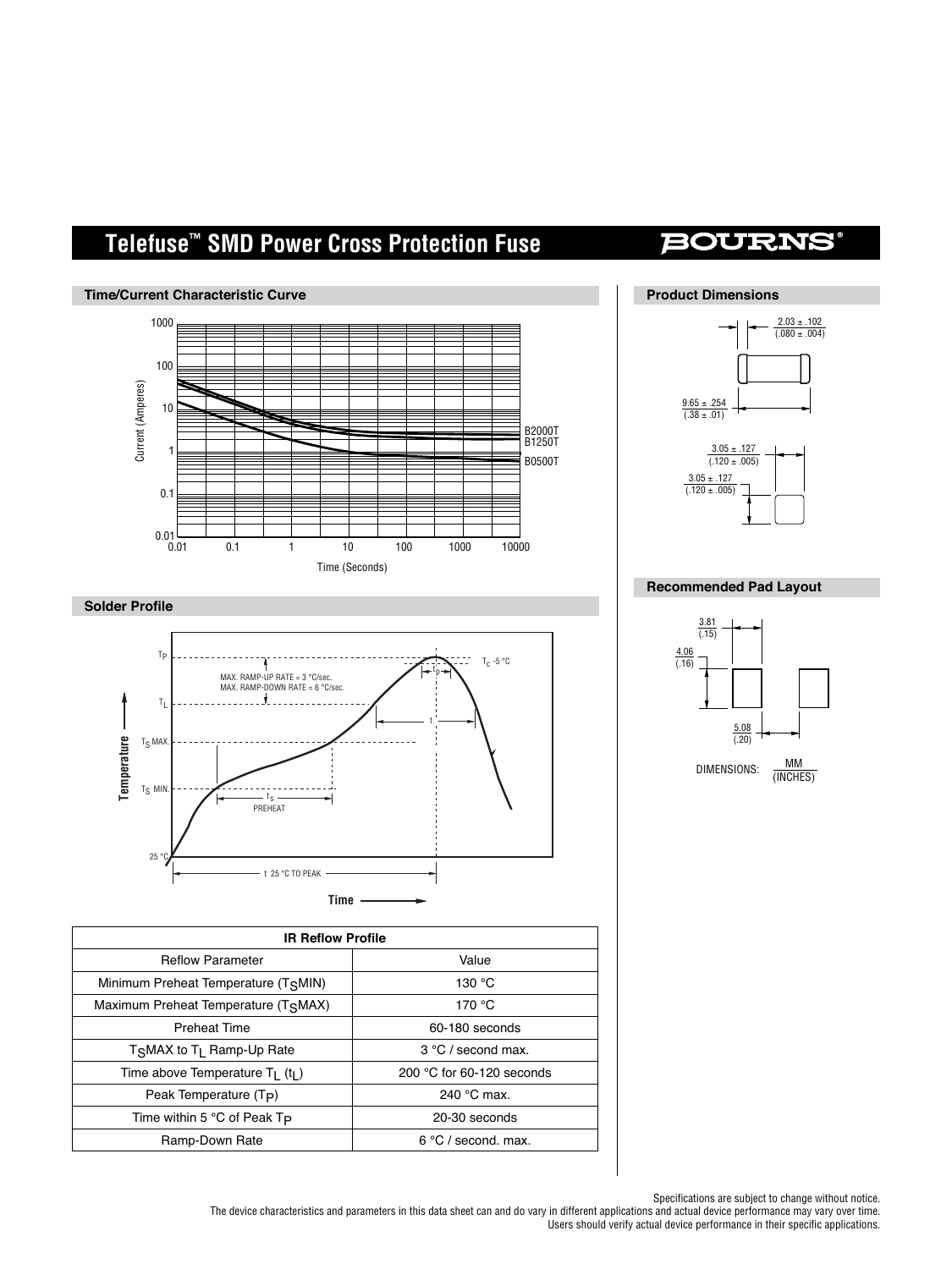# Telefuse™ SMD Power Cross Protection Fuse

## Time/Current Characteristic Curve

Current (Amperes)

1000
100
10
1
0.1
0.01

0.01 0.1 1 10 100 1000 10000

Time (Seconds)

B2000T
B1250T
B0500T

## Solder Profile

Temperature

$T_P$
$T_L$
$T_S$ MAX.
$T_S$ MIN.
25 °C

MAX. RAMP-UP RATE = 3 °C/sec.
MAX. RAMP-DOWN RATE = 6 °C/sec.

$T_C$ -5 °C

$t_p$

t

$t_s$
PREHEAT

t 25 °C TO PEAK

Time

| IR Reflow Profile | |
|---|---|
| Reflow Parameter | Value |
| Minimum Preheat Temperature ($T_S$MIN) | 130 °C |
| Maximum Preheat Temperature ($T_S$MAX) | 170 °C |
| Preheat Time | 60-180 seconds |
| $T_S$MAX to $T_L$ Ramp-Up Rate | 3 °C / second max. |
| Time above Temperature $T_L$ ($t_L$) | 200 °C for 60-120 seconds |
| Peak Temperature ($T_P$) | 240 °C max. |
| Time within 5 °C of Peak $T_P$ | 20-30 seconds |
| Ramp-Down Rate | 6 °C / second. max. |

## Product Dimensions

2.03 ± .102
(.080 ± .004)

9.65 ± .254
(.38 ± .01)

3.05 ± .127
(.120 ± .005)

3.05 ± .127
(.120 ± .005)

## Recommended Pad Layout

3.81
(.15)

4.06
(.16)

5.08
(.20)

DIMENSIONS: MM / (INCHES)

Specifications are subject to change without notice.
The device characteristics and parameters in this data sheet can and do vary in different applications and actual device performance may vary over time.
Users should verify actual device performance in their specific applications.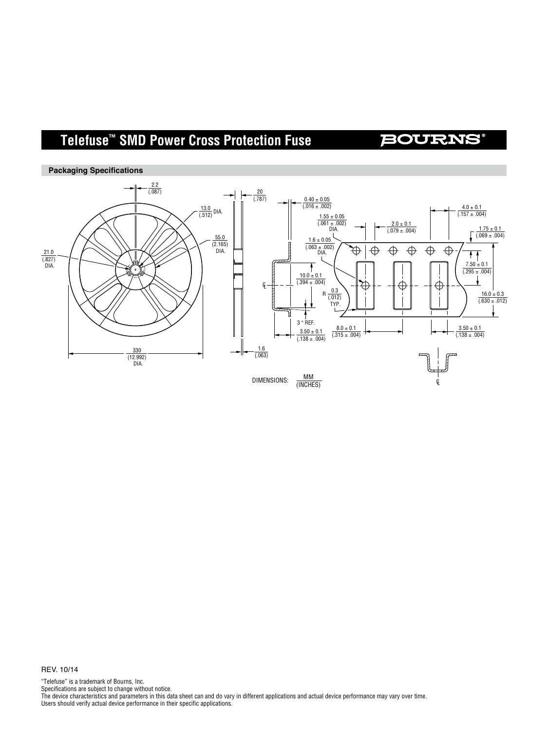## Packaging Specifications

2.2
(.087)

13.0
(.512) DIA.

55.0
(2.165)
DIA.

21.0
(.827)
DIA.

330
(12.992)
DIA.

20
(.787)

1.6
(.063)

0.40 ± 0.05
(.016 ± .002)

1.55 ± 0.05
(.061 ± .002)
DIA.

1.6 ± 0.05
(.063 ± .002)
DIA.

10.0 ± 0.1
(.394 ± .004)

R 0.3
(.012)
TYP.

3 ° REF.

3.50 ± 0.1
(.138 ± .004)

8.0 ± 0.1
(.315 ± .004)

2.0 ± 0.1
(.079 ± .004)

4.0 ± 0.1
(.157 ± .004)

1.75 ± 0.1
(.069 ± .004)

7.50 ± 0.1
(.295 ± .004)

16.0 ± 0.3
(.630 ± .012)

3.50 ± 0.1
(.138 ± .004)

DIMENSIONS: MM
(INCHES)

REV. 10/14

"Telefuse" is a trademark of Bourns, Inc.
Specifications are subject to change without notice.
The device characteristics and parameters in this data sheet can and do vary in different applications and actual device performance may vary over time.
Users should verify actual device performance in their specific applications.